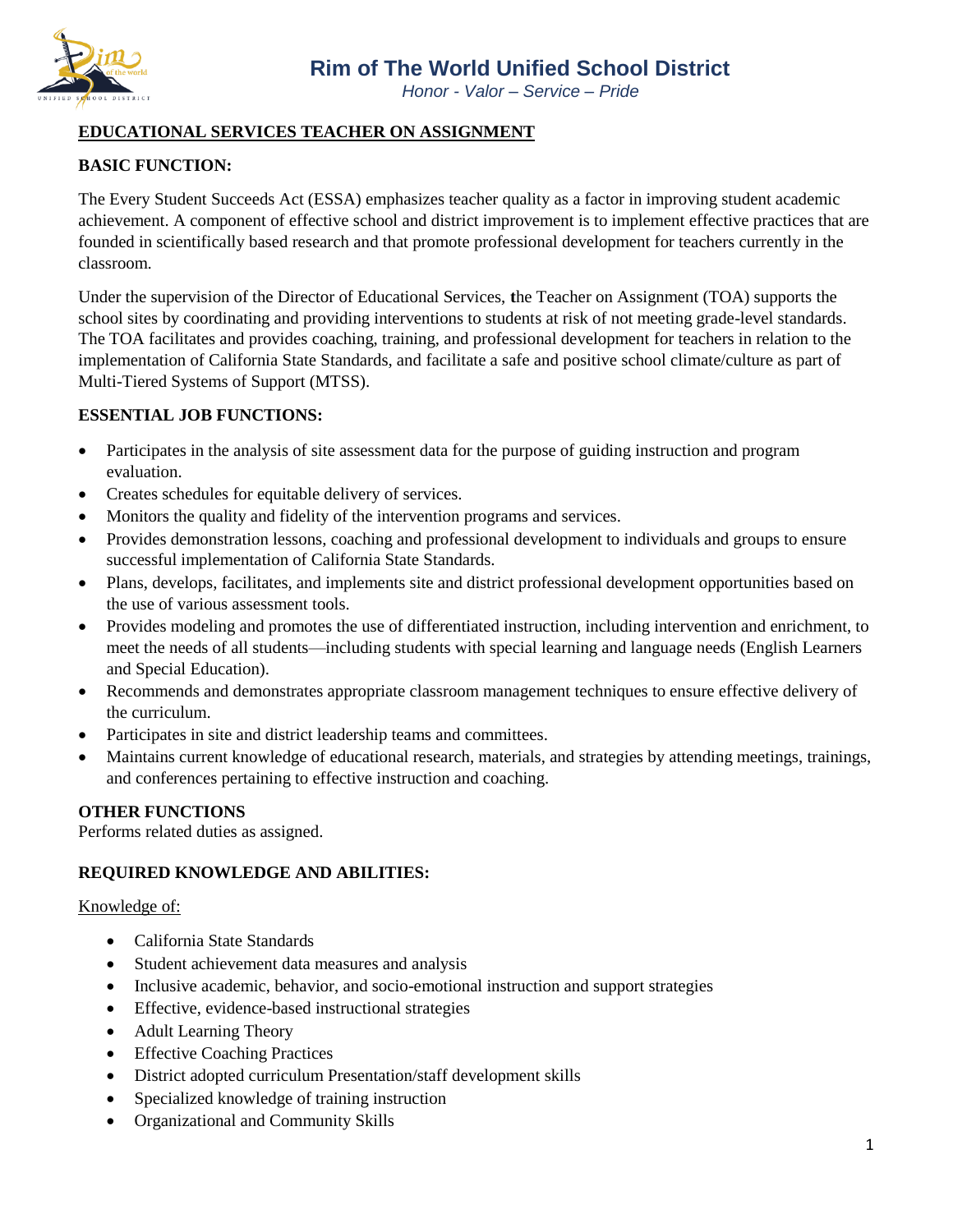# Rim of The World Unified School District

*Honor - Valor – Service – Pride*

## EDUCATIONAL SERVICES TEACHER ON ASSIGNMENT

### BASIC FUNCTION:

The Every Student Succeeds Act (ESSA) emphasizes teacher quality as a factor in improving student academic achievement. A component of effective school and district improvement is to implement effective practices that are founded in scientifically based research and that promote professional development for teachers currently in the classroom.

Under the supervision of the Director of Educational Services, **t**he Teacher on Assignment (TOA) supports the school sites by coordinating and providing interventions to students at risk of not meeting grade-level standards. The TOA facilitates and provides coaching, training, and professional development for teachers in relation to the implementation of California State Standards, and facilitate a safe and positive school climate/culture as part of Multi-Tiered Systems of Support (MTSS).

### ESSENTIAL JOB FUNCTIONS:

- Participates in the analysis of site assessment data for the purpose of guiding instruction and program evaluation.
- Creates schedules for equitable delivery of services.
- Monitors the quality and fidelity of the intervention programs and services.
- Provides demonstration lessons, coaching and professional development to individuals and groups to ensure successful implementation of California State Standards.
- Plans, develops, facilitates, and implements site and district professional development opportunities based on the use of various assessment tools.
- Provides modeling and promotes the use of differentiated instruction, including intervention and enrichment, to meet the needs of all students—including students with special learning and language needs (English Learners and Special Education).
- Recommends and demonstrates appropriate classroom management techniques to ensure effective delivery of the curriculum.
- Participates in site and district leadership teams and committees.
- Maintains current knowledge of educational research, materials, and strategies by attending meetings, trainings, and conferences pertaining to effective instruction and coaching.

### OTHER FUNCTIONS

Performs related duties as assigned.

### REQUIRED KNOWLEDGE AND ABILITIES:

Knowledge of:

- California State Standards
- Student achievement data measures and analysis
- Inclusive academic, behavior, and socio-emotional instruction and support strategies
- Effective, evidence-based instructional strategies
- Adult Learning Theory
- Effective Coaching Practices
- District adopted curriculum Presentation/staff development skills
- Specialized knowledge of training instruction
- Organizational and Community Skills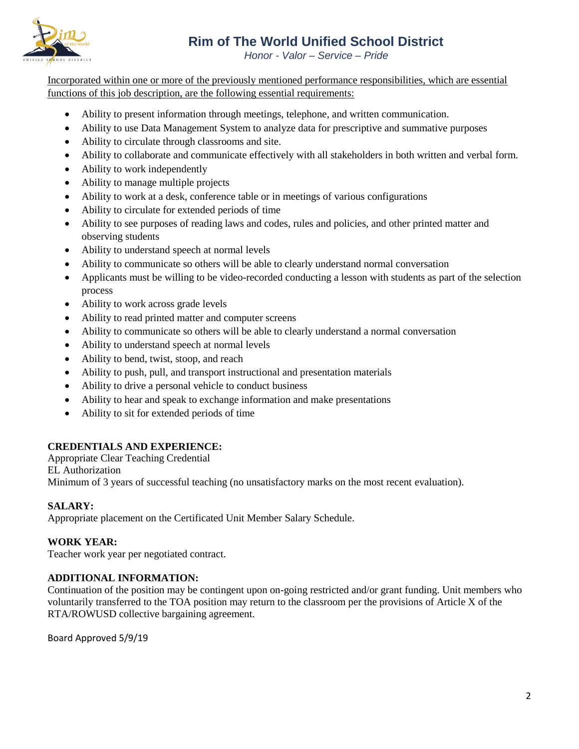Incorporated within one or more of the previously mentioned performance responsibilities, which are essential functions of this job description, are the following essential requirements:

- Ability to present information through meetings, telephone, and written communication.
- Ability to use Data Management System to analyze data for prescriptive and summative purposes
- Ability to circulate through classrooms and site.
- Ability to collaborate and communicate effectively with all stakeholders in both written and verbal form.
- Ability to work independently
- Ability to manage multiple projects
- Ability to work at a desk, conference table or in meetings of various configurations
- Ability to circulate for extended periods of time
- Ability to see purposes of reading laws and codes, rules and policies, and other printed matter and observing students
- Ability to understand speech at normal levels
- Ability to communicate so others will be able to clearly understand normal conversation
- Applicants must be willing to be video-recorded conducting a lesson with students as part of the selection process
- Ability to work across grade levels
- Ability to read printed matter and computer screens
- Ability to communicate so others will be able to clearly understand a normal conversation
- Ability to understand speech at normal levels
- Ability to bend, twist, stoop, and reach
- Ability to push, pull, and transport instructional and presentation materials
- Ability to drive a personal vehicle to conduct business
- Ability to hear and speak to exchange information and make presentations
- Ability to sit for extended periods of time

**CREDENTIALS AND EXPERIENCE:**

Appropriate Clear Teaching Credential
EL Authorization
Minimum of 3 years of successful teaching (no unsatisfactory marks on the most recent evaluation).

**SALARY:**

Appropriate placement on the Certificated Unit Member Salary Schedule.

**WORK YEAR:**

Teacher work year per negotiated contract.

**ADDITIONAL INFORMATION:**

Continuation of the position may be contingent upon on-going restricted and/or grant funding. Unit members who voluntarily transferred to the TOA position may return to the classroom per the provisions of Article X of the RTA/ROWUSD collective bargaining agreement.

Board Approved 5/9/19